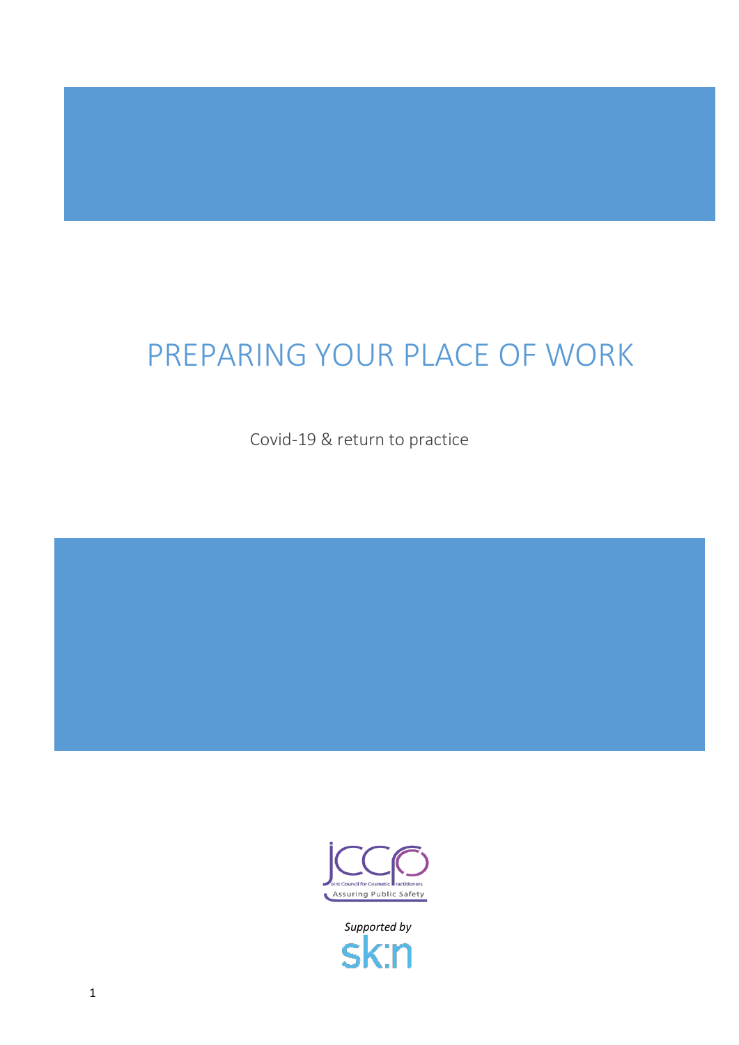# PREPARING YOUR PLACE OF WORK

Covid-19 & return to practice

*Supported by*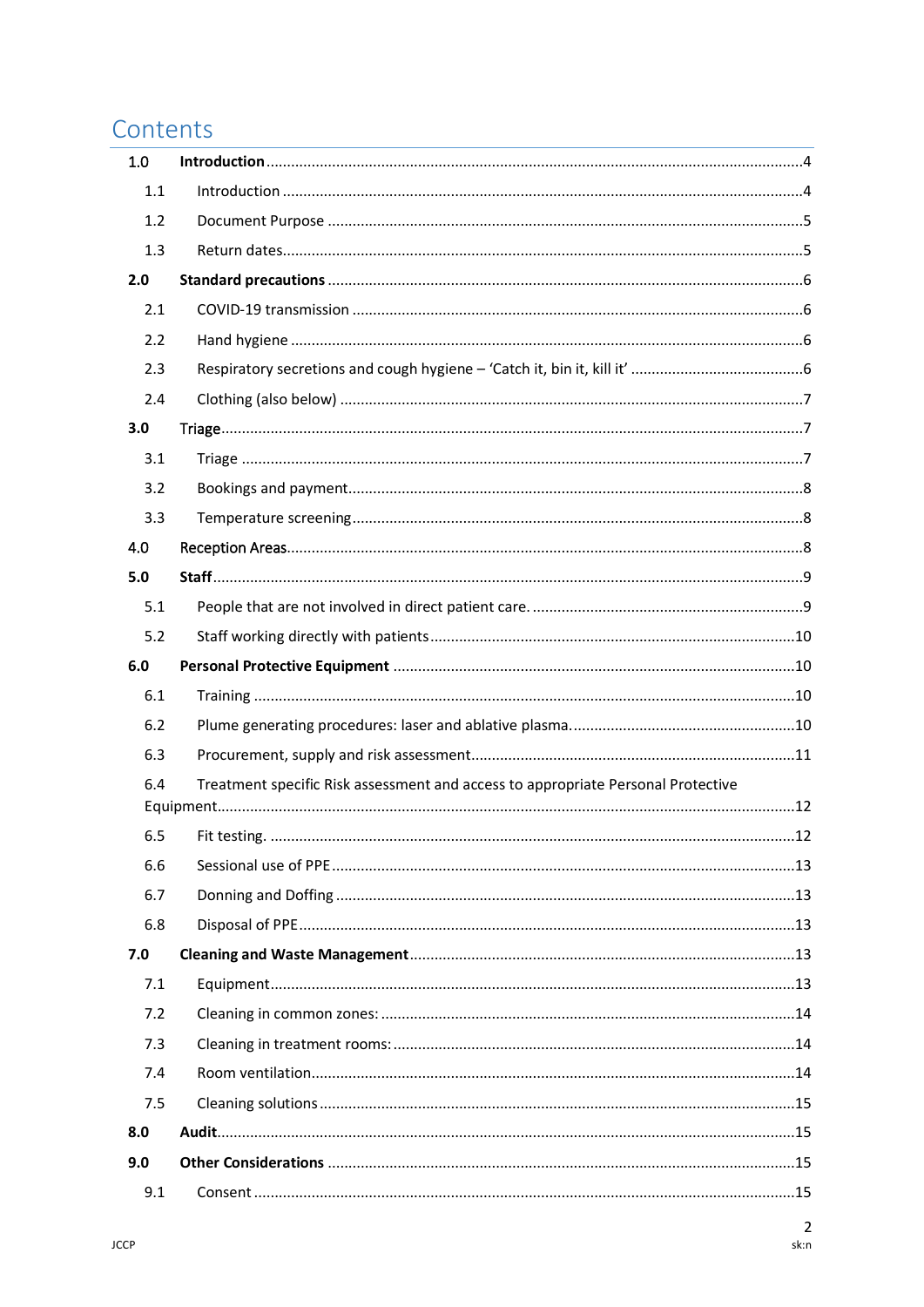# Contents

- **1.0 Introduction** ... 4
  - 1.1 Introduction ... 4
  - 1.2 Document Purpose ... 5
  - 1.3 Return dates ... 5
- **2.0 Standard precautions** ... 6
  - 2.1 COVID-19 transmission ... 6
  - 2.2 Hand hygiene ... 6
  - 2.3 Respiratory secretions and cough hygiene – 'Catch it, bin it, kill it' ... 6
  - 2.4 Clothing (also below) ... 7
- 3.0 Triage ... 7
  - 3.1 Triage ... 7
  - 3.2 Bookings and payment ... 8
  - 3.3 Temperature screening ... 8
- 4.0 Reception Areas ... 8
- **5.0 Staff** ... 9
  - 5.1 People that are not involved in direct patient care. ... 9
  - 5.2 Staff working directly with patients ... 10
- **6.0 Personal Protective Equipment** ... 10
  - 6.1 Training ... 10
  - 6.2 Plume generating procedures: laser and ablative plasma. ... 10
  - 6.3 Procurement, supply and risk assessment ... 11
  - 6.4 Treatment specific Risk assessment and access to appropriate Personal Protective Equipment ... 12
  - 6.5 Fit testing. ... 12
  - 6.6 Sessional use of PPE ... 13
  - 6.7 Donning and Doffing ... 13
  - 6.8 Disposal of PPE ... 13
- **7.0 Cleaning and Waste Management** ... 13
  - 7.1 Equipment ... 13
  - 7.2 Cleaning in common zones: ... 14
  - 7.3 Cleaning in treatment rooms: ... 14
  - 7.4 Room ventilation ... 14
  - 7.5 Cleaning solutions ... 15
- **8.0 Audit** ... 15
- **9.0 Other Considerations** ... 15
  - 9.1 Consent ... 15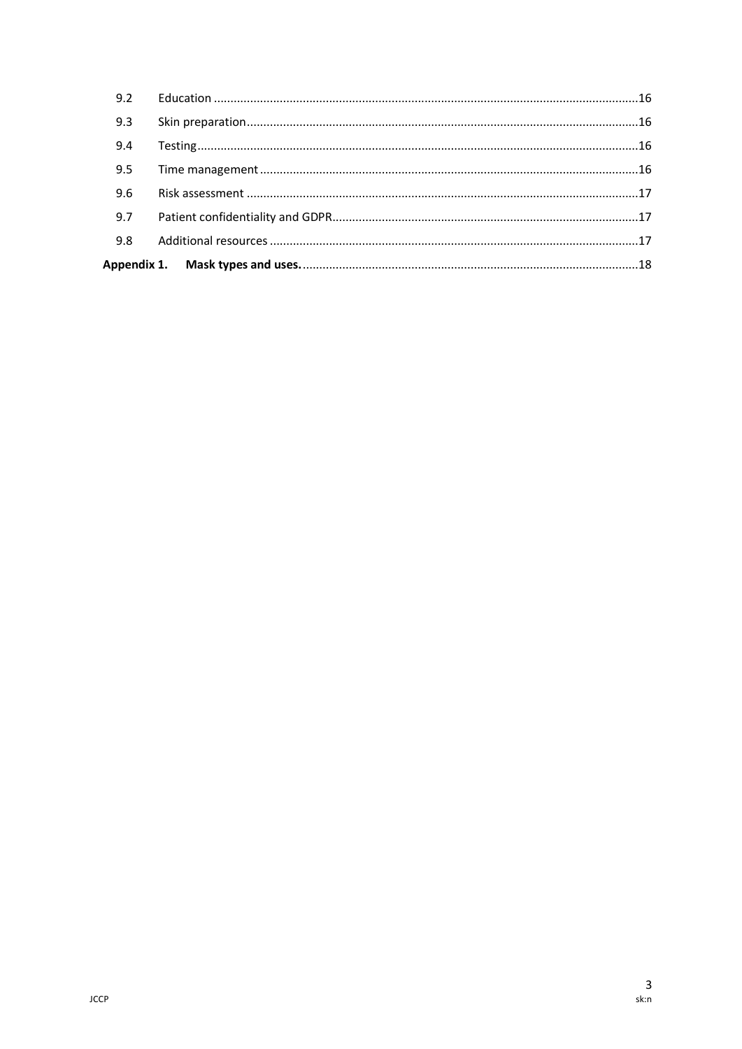| | | |
|---|---|---|
| 9.2 | Education | 16 |
| 9.3 | Skin preparation | 16 |
| 9.4 | Testing | 16 |
| 9.5 | Time management | 16 |
| 9.6 | Risk assessment | 17 |
| 9.7 | Patient confidentiality and GDPR | 17 |
| 9.8 | Additional resources | 17 |
| **Appendix 1.** | **Mask types and uses.** | 18 |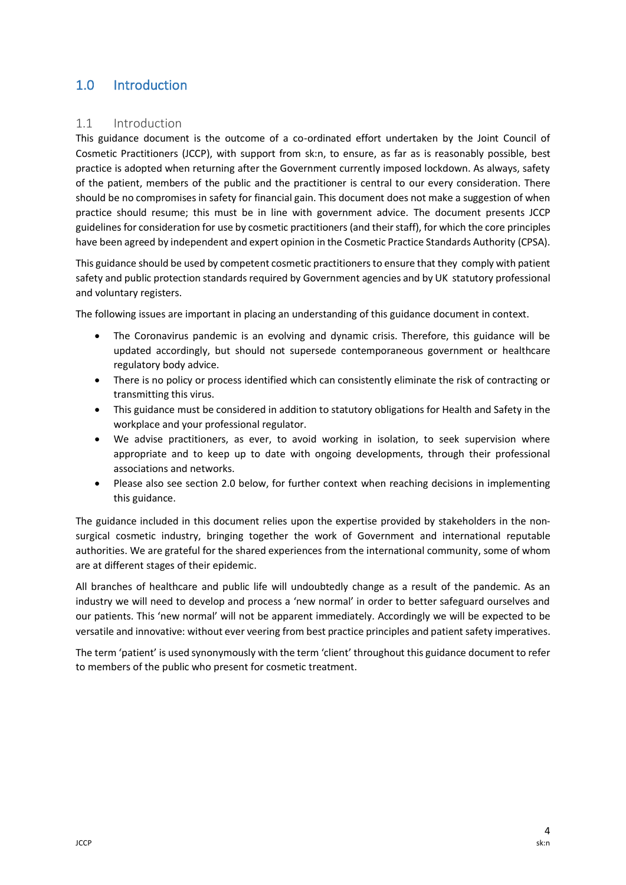# 1.0 Introduction

## 1.1 Introduction

This guidance document is the outcome of a co-ordinated effort undertaken by the Joint Council of Cosmetic Practitioners (JCCP), with support from sk:n, to ensure, as far as is reasonably possible, best practice is adopted when returning after the Government currently imposed lockdown. As always, safety of the patient, members of the public and the practitioner is central to our every consideration. There should be no compromises in safety for financial gain. This document does not make a suggestion of when practice should resume; this must be in line with government advice. The document presents JCCP guidelines for consideration for use by cosmetic practitioners (and their staff), for which the core principles have been agreed by independent and expert opinion in the Cosmetic Practice Standards Authority (CPSA).

This guidance should be used by competent cosmetic practitioners to ensure that they comply with patient safety and public protection standards required by Government agencies and by UK statutory professional and voluntary registers.

The following issues are important in placing an understanding of this guidance document in context.

- The Coronavirus pandemic is an evolving and dynamic crisis. Therefore, this guidance will be updated accordingly, but should not supersede contemporaneous government or healthcare regulatory body advice.
- There is no policy or process identified which can consistently eliminate the risk of contracting or transmitting this virus.
- This guidance must be considered in addition to statutory obligations for Health and Safety in the workplace and your professional regulator.
- We advise practitioners, as ever, to avoid working in isolation, to seek supervision where appropriate and to keep up to date with ongoing developments, through their professional associations and networks.
- Please also see section 2.0 below, for further context when reaching decisions in implementing this guidance.

The guidance included in this document relies upon the expertise provided by stakeholders in the non-surgical cosmetic industry, bringing together the work of Government and international reputable authorities. We are grateful for the shared experiences from the international community, some of whom are at different stages of their epidemic.

All branches of healthcare and public life will undoubtedly change as a result of the pandemic. As an industry we will need to develop and process a 'new normal' in order to better safeguard ourselves and our patients. This 'new normal' will not be apparent immediately. Accordingly we will be expected to be versatile and innovative: without ever veering from best practice principles and patient safety imperatives.

The term 'patient' is used synonymously with the term 'client' throughout this guidance document to refer to members of the public who present for cosmetic treatment.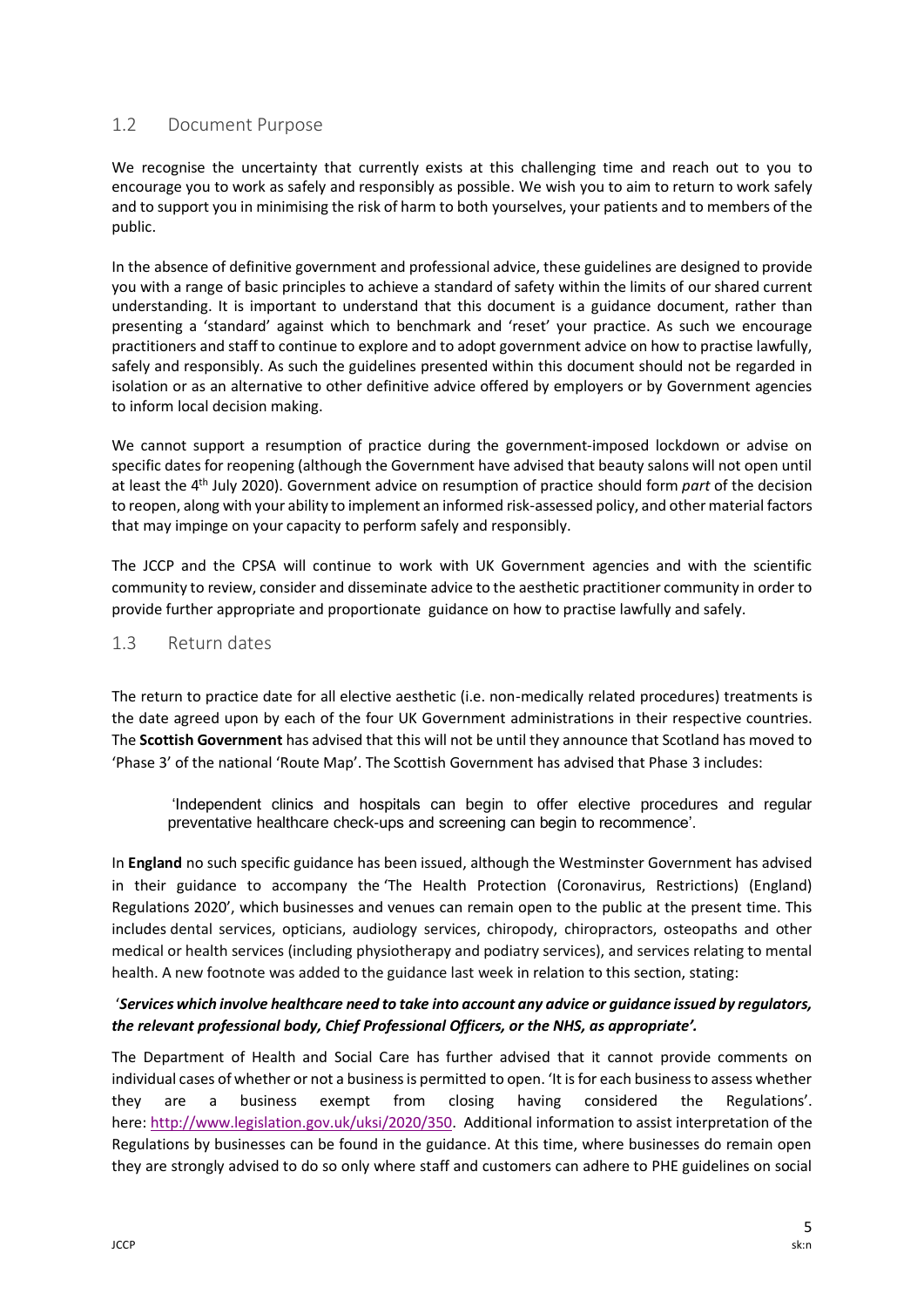## 1.2 Document Purpose

We recognise the uncertainty that currently exists at this challenging time and reach out to you to encourage you to work as safely and responsibly as possible. We wish you to aim to return to work safely and to support you in minimising the risk of harm to both yourselves, your patients and to members of the public.

In the absence of definitive government and professional advice, these guidelines are designed to provide you with a range of basic principles to achieve a standard of safety within the limits of our shared current understanding. It is important to understand that this document is a guidance document, rather than presenting a 'standard' against which to benchmark and 'reset' your practice. As such we encourage practitioners and staff to continue to explore and to adopt government advice on how to practise lawfully, safely and responsibly. As such the guidelines presented within this document should not be regarded in isolation or as an alternative to other definitive advice offered by employers or by Government agencies to inform local decision making.

We cannot support a resumption of practice during the government-imposed lockdown or advise on specific dates for reopening (although the Government have advised that beauty salons will not open until at least the 4th July 2020). Government advice on resumption of practice should form *part* of the decision to reopen, along with your ability to implement an informed risk-assessed policy, and other material factors that may impinge on your capacity to perform safely and responsibly.

The JCCP and the CPSA will continue to work with UK Government agencies and with the scientific community to review, consider and disseminate advice to the aesthetic practitioner community in order to provide further appropriate and proportionate guidance on how to practise lawfully and safely.

## 1.3 Return dates

The return to practice date for all elective aesthetic (i.e. non-medically related procedures) treatments is the date agreed upon by each of the four UK Government administrations in their respective countries. The **Scottish Government** has advised that this will not be until they announce that Scotland has moved to 'Phase 3' of the national 'Route Map'. The Scottish Government has advised that Phase 3 includes:

> 'Independent clinics and hospitals can begin to offer elective procedures and regular preventative healthcare check-ups and screening can begin to recommence'.

In **England** no such specific guidance has been issued, although the Westminster Government has advised in their guidance to accompany the 'The Health Protection (Coronavirus, Restrictions) (England) Regulations 2020', which businesses and venues can remain open to the public at the present time. This includes dental services, opticians, audiology services, chiropody, chiropractors, osteopaths and other medical or health services (including physiotherapy and podiatry services), and services relating to mental health. A new footnote was added to the guidance last week in relation to this section, stating:

'***Services which involve healthcare need to take into account any advice or guidance issued by regulators, the relevant professional body, Chief Professional Officers, or the NHS, as appropriate'.***

The Department of Health and Social Care has further advised that it cannot provide comments on individual cases of whether or not a business is permitted to open. 'It is for each business to assess whether they are a business exempt from closing having considered the Regulations'. here: http://www.legislation.gov.uk/uksi/2020/350. Additional information to assist interpretation of the Regulations by businesses can be found in the guidance. At this time, where businesses do remain open they are strongly advised to do so only where staff and customers can adhere to PHE guidelines on social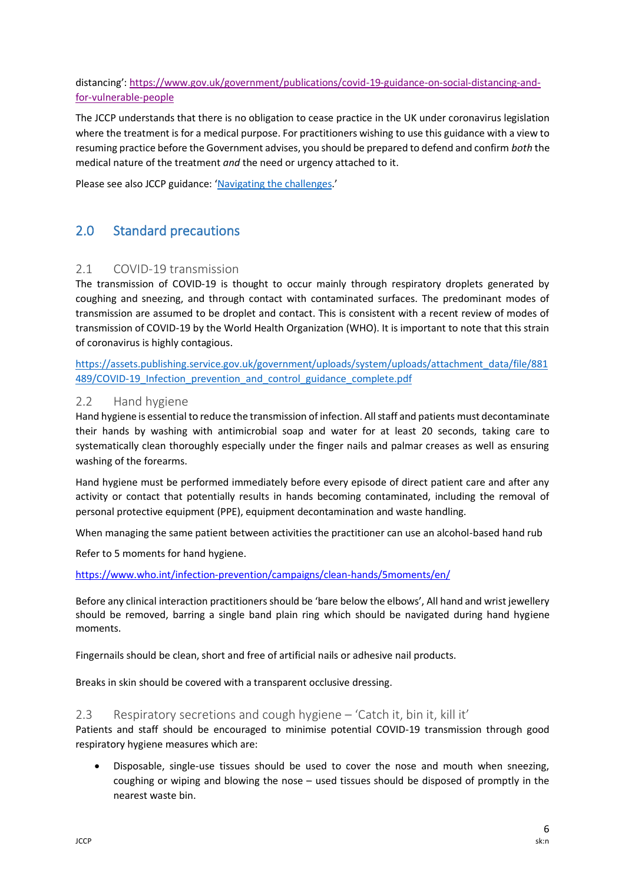distancing': [https://www.gov.uk/government/publications/covid-19-guidance-on-social-distancing-and-for-vulnerable-people](https://www.gov.uk/government/publications/covid-19-guidance-on-social-distancing-and-for-vulnerable-people)

The JCCP understands that there is no obligation to cease practice in the UK under coronavirus legislation where the treatment is for a medical purpose. For practitioners wishing to use this guidance with a view to resuming practice before the Government advises, you should be prepared to defend and confirm *both* the medical nature of the treatment *and* the need or urgency attached to it.

Please see also JCCP guidance: 'Navigating the challenges.'

## 2.0 Standard precautions

### 2.1 COVID-19 transmission

The transmission of COVID-19 is thought to occur mainly through respiratory droplets generated by coughing and sneezing, and through contact with contaminated surfaces. The predominant modes of transmission are assumed to be droplet and contact. This is consistent with a recent review of modes of transmission of COVID-19 by the World Health Organization (WHO). It is important to note that this strain of coronavirus is highly contagious.

[https://assets.publishing.service.gov.uk/government/uploads/system/uploads/attachment_data/file/881489/COVID-19_Infection_prevention_and_control_guidance_complete.pdf](https://assets.publishing.service.gov.uk/government/uploads/system/uploads/attachment_data/file/881489/COVID-19_Infection_prevention_and_control_guidance_complete.pdf)

### 2.2 Hand hygiene

Hand hygiene is essential to reduce the transmission of infection. All staff and patients must decontaminate their hands by washing with antimicrobial soap and water for at least 20 seconds, taking care to systematically clean thoroughly especially under the finger nails and palmar creases as well as ensuring washing of the forearms.

Hand hygiene must be performed immediately before every episode of direct patient care and after any activity or contact that potentially results in hands becoming contaminated, including the removal of personal protective equipment (PPE), equipment decontamination and waste handling.

When managing the same patient between activities the practitioner can use an alcohol-based hand rub

Refer to 5 moments for hand hygiene.

[https://www.who.int/infection-prevention/campaigns/clean-hands/5moments/en/](https://www.who.int/infection-prevention/campaigns/clean-hands/5moments/en/)

Before any clinical interaction practitioners should be 'bare below the elbows', All hand and wrist jewellery should be removed, barring a single band plain ring which should be navigated during hand hygiene moments.

Fingernails should be clean, short and free of artificial nails or adhesive nail products.

Breaks in skin should be covered with a transparent occlusive dressing.

### 2.3 Respiratory secretions and cough hygiene – 'Catch it, bin it, kill it'

Patients and staff should be encouraged to minimise potential COVID-19 transmission through good respiratory hygiene measures which are:

- Disposable, single-use tissues should be used to cover the nose and mouth when sneezing, coughing or wiping and blowing the nose – used tissues should be disposed of promptly in the nearest waste bin.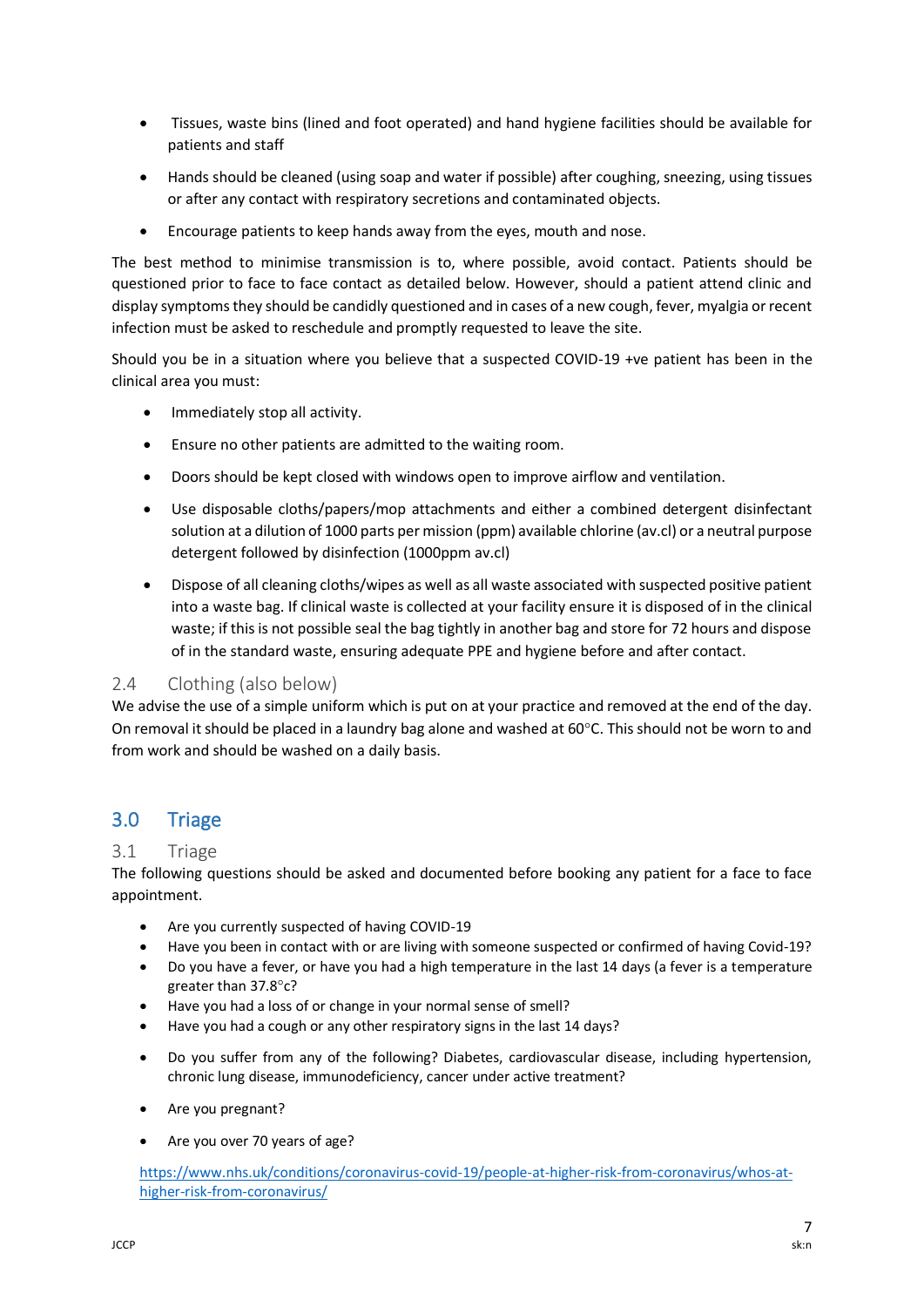- Tissues, waste bins (lined and foot operated) and hand hygiene facilities should be available for patients and staff
- Hands should be cleaned (using soap and water if possible) after coughing, sneezing, using tissues or after any contact with respiratory secretions and contaminated objects.
- Encourage patients to keep hands away from the eyes, mouth and nose.

The best method to minimise transmission is to, where possible, avoid contact. Patients should be questioned prior to face to face contact as detailed below. However, should a patient attend clinic and display symptoms they should be candidly questioned and in cases of a new cough, fever, myalgia or recent infection must be asked to reschedule and promptly requested to leave the site.

Should you be in a situation where you believe that a suspected COVID-19 +ve patient has been in the clinical area you must:

- Immediately stop all activity.
- Ensure no other patients are admitted to the waiting room.
- Doors should be kept closed with windows open to improve airflow and ventilation.
- Use disposable cloths/papers/mop attachments and either a combined detergent disinfectant solution at a dilution of 1000 parts per mission (ppm) available chlorine (av.cl) or a neutral purpose detergent followed by disinfection (1000ppm av.cl)
- Dispose of all cleaning cloths/wipes as well as all waste associated with suspected positive patient into a waste bag. If clinical waste is collected at your facility ensure it is disposed of in the clinical waste; if this is not possible seal the bag tightly in another bag and store for 72 hours and dispose of in the standard waste, ensuring adequate PPE and hygiene before and after contact.

### 2.4 Clothing (also below)

We advise the use of a simple uniform which is put on at your practice and removed at the end of the day. On removal it should be placed in a laundry bag alone and washed at 60°C. This should not be worn to and from work and should be washed on a daily basis.

## 3.0 Triage

### 3.1 Triage

The following questions should be asked and documented before booking any patient for a face to face appointment.

- Are you currently suspected of having COVID-19
- Have you been in contact with or are living with someone suspected or confirmed of having Covid-19?
- Do you have a fever, or have you had a high temperature in the last 14 days (a fever is a temperature greater than 37.8°c?
- Have you had a loss of or change in your normal sense of smell?
- Have you had a cough or any other respiratory signs in the last 14 days?
- Do you suffer from any of the following? Diabetes, cardiovascular disease, including hypertension, chronic lung disease, immunodeficiency, cancer under active treatment?
- Are you pregnant?
- Are you over 70 years of age?

https://www.nhs.uk/conditions/coronavirus-covid-19/people-at-higher-risk-from-coronavirus/whos-at-higher-risk-from-coronavirus/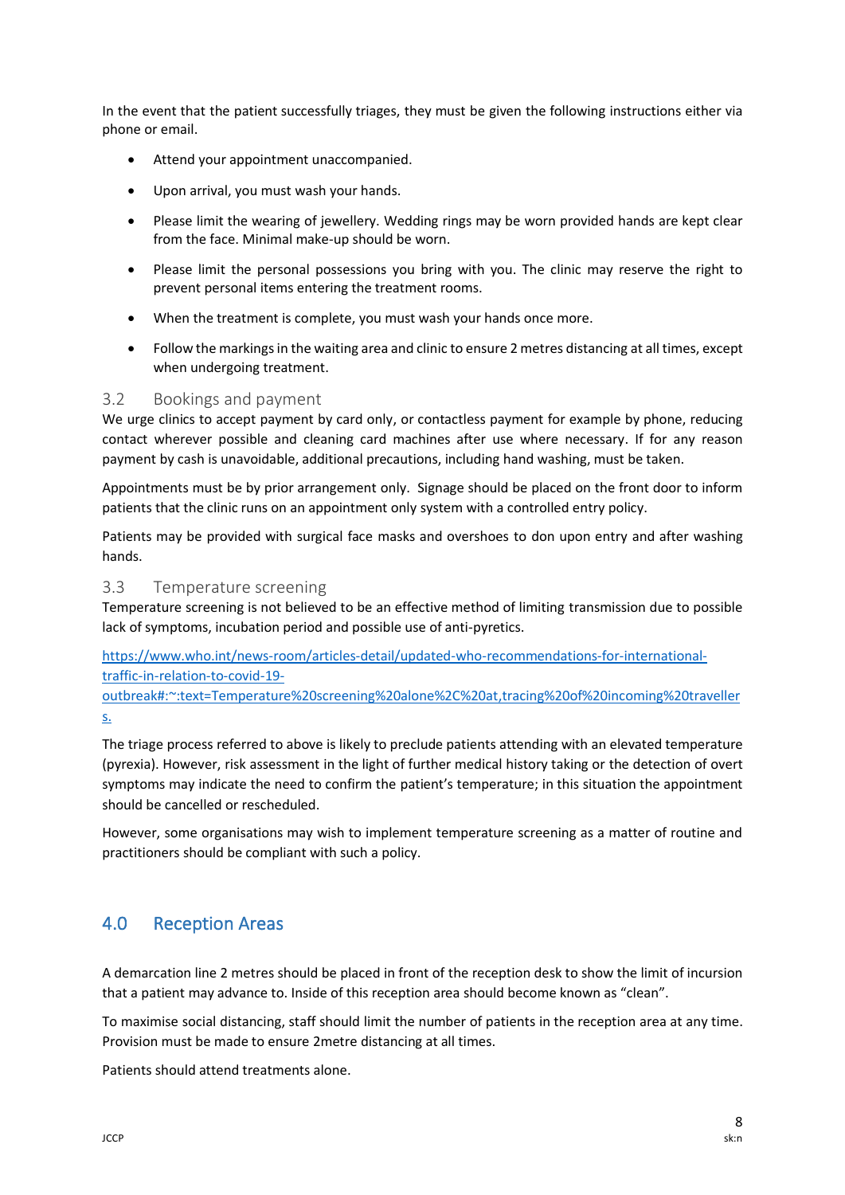In the event that the patient successfully triages, they must be given the following instructions either via phone or email.

- Attend your appointment unaccompanied.
- Upon arrival, you must wash your hands.
- Please limit the wearing of jewellery. Wedding rings may be worn provided hands are kept clear from the face. Minimal make-up should be worn.
- Please limit the personal possessions you bring with you. The clinic may reserve the right to prevent personal items entering the treatment rooms.
- When the treatment is complete, you must wash your hands once more.
- Follow the markings in the waiting area and clinic to ensure 2 metres distancing at all times, except when undergoing treatment.

### 3.2 Bookings and payment

We urge clinics to accept payment by card only, or contactless payment for example by phone, reducing contact wherever possible and cleaning card machines after use where necessary. If for any reason payment by cash is unavoidable, additional precautions, including hand washing, must be taken.

Appointments must be by prior arrangement only. Signage should be placed on the front door to inform patients that the clinic runs on an appointment only system with a controlled entry policy.

Patients may be provided with surgical face masks and overshoes to don upon entry and after washing hands.

### 3.3 Temperature screening

Temperature screening is not believed to be an effective method of limiting transmission due to possible lack of symptoms, incubation period and possible use of anti-pyretics.

https://www.who.int/news-room/articles-detail/updated-who-recommendations-for-international-traffic-in-relation-to-covid-19-outbreak#:~:text=Temperature%20screening%20alone%2C%20at,tracing%20of%20incoming%20travellers.

The triage process referred to above is likely to preclude patients attending with an elevated temperature (pyrexia). However, risk assessment in the light of further medical history taking or the detection of overt symptoms may indicate the need to confirm the patient's temperature; in this situation the appointment should be cancelled or rescheduled.

However, some organisations may wish to implement temperature screening as a matter of routine and practitioners should be compliant with such a policy.

## 4.0 Reception Areas

A demarcation line 2 metres should be placed in front of the reception desk to show the limit of incursion that a patient may advance to. Inside of this reception area should become known as "clean".

To maximise social distancing, staff should limit the number of patients in the reception area at any time. Provision must be made to ensure 2metre distancing at all times.

Patients should attend treatments alone.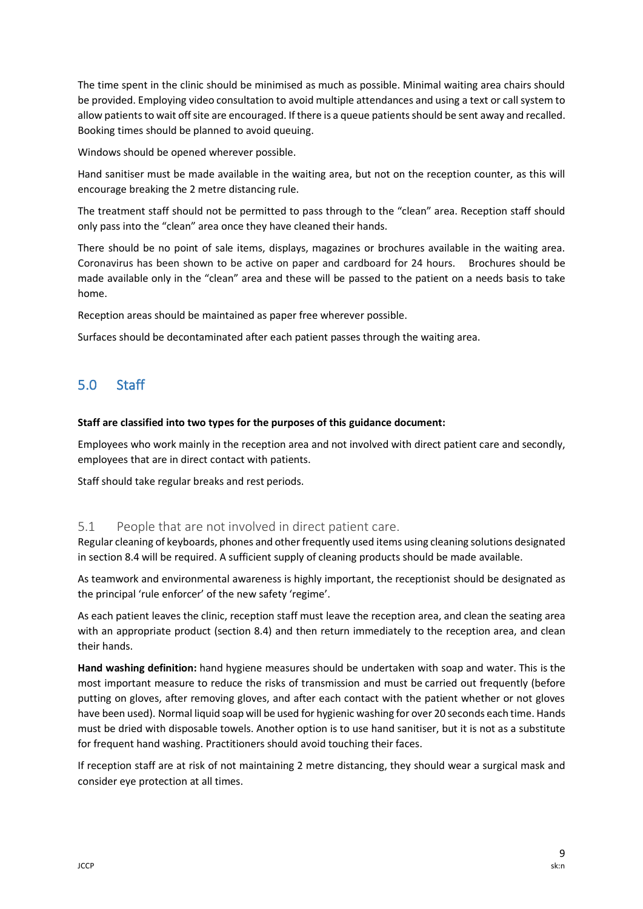The time spent in the clinic should be minimised as much as possible. Minimal waiting area chairs should be provided. Employing video consultation to avoid multiple attendances and using a text or call system to allow patients to wait off site are encouraged. If there is a queue patients should be sent away and recalled. Booking times should be planned to avoid queuing.

Windows should be opened wherever possible.

Hand sanitiser must be made available in the waiting area, but not on the reception counter, as this will encourage breaking the 2 metre distancing rule.

The treatment staff should not be permitted to pass through to the "clean" area. Reception staff should only pass into the "clean" area once they have cleaned their hands.

There should be no point of sale items, displays, magazines or brochures available in the waiting area. Coronavirus has been shown to be active on paper and cardboard for 24 hours. Brochures should be made available only in the "clean" area and these will be passed to the patient on a needs basis to take home.

Reception areas should be maintained as paper free wherever possible.

Surfaces should be decontaminated after each patient passes through the waiting area.

## 5.0 Staff

**Staff are classified into two types for the purposes of this guidance document:**

Employees who work mainly in the reception area and not involved with direct patient care and secondly, employees that are in direct contact with patients.

Staff should take regular breaks and rest periods.

### 5.1 People that are not involved in direct patient care.

Regular cleaning of keyboards, phones and other frequently used items using cleaning solutions designated in section 8.4 will be required. A sufficient supply of cleaning products should be made available.

As teamwork and environmental awareness is highly important, the receptionist should be designated as the principal 'rule enforcer' of the new safety 'regime'.

As each patient leaves the clinic, reception staff must leave the reception area, and clean the seating area with an appropriate product (section 8.4) and then return immediately to the reception area, and clean their hands.

**Hand washing definition:** hand hygiene measures should be undertaken with soap and water. This is the most important measure to reduce the risks of transmission and must be carried out frequently (before putting on gloves, after removing gloves, and after each contact with the patient whether or not gloves have been used). Normal liquid soap will be used for hygienic washing for over 20 seconds each time. Hands must be dried with disposable towels. Another option is to use hand sanitiser, but it is not as a substitute for frequent hand washing. Practitioners should avoid touching their faces.

If reception staff are at risk of not maintaining 2 metre distancing, they should wear a surgical mask and consider eye protection at all times.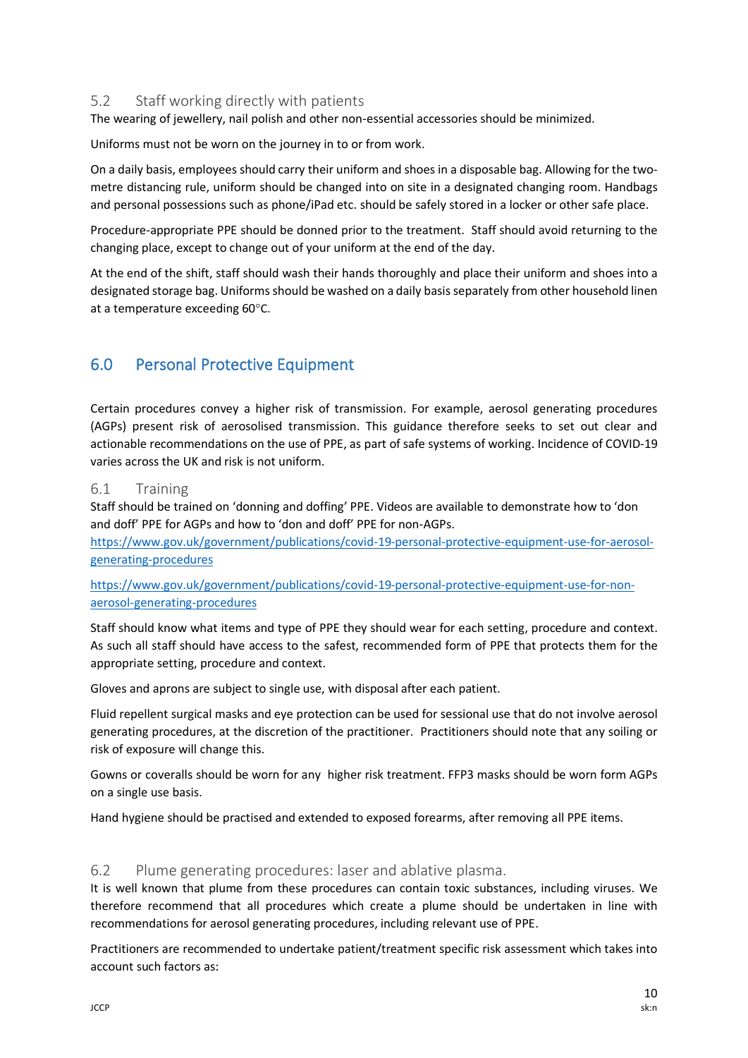### 5.2 Staff working directly with patients

The wearing of jewellery, nail polish and other non-essential accessories should be minimized.

Uniforms must not be worn on the journey in to or from work.

On a daily basis, employees should carry their uniform and shoes in a disposable bag. Allowing for the two-metre distancing rule, uniform should be changed into on site in a designated changing room. Handbags and personal possessions such as phone/iPad etc. should be safely stored in a locker or other safe place.

Procedure-appropriate PPE should be donned prior to the treatment. Staff should avoid returning to the changing place, except to change out of your uniform at the end of the day.

At the end of the shift, staff should wash their hands thoroughly and place their uniform and shoes into a designated storage bag. Uniforms should be washed on a daily basis separately from other household linen at a temperature exceeding 60°C.

## 6.0 Personal Protective Equipment

Certain procedures convey a higher risk of transmission. For example, aerosol generating procedures (AGPs) present risk of aerosolised transmission. This guidance therefore seeks to set out clear and actionable recommendations on the use of PPE, as part of safe systems of working. Incidence of COVID-19 varies across the UK and risk is not uniform.

### 6.1 Training

Staff should be trained on 'donning and doffing' PPE. Videos are available to demonstrate how to 'don and doff' PPE for AGPs and how to 'don and doff' PPE for non-AGPs.

https://www.gov.uk/government/publications/covid-19-personal-protective-equipment-use-for-aerosol-generating-procedures

https://www.gov.uk/government/publications/covid-19-personal-protective-equipment-use-for-non-aerosol-generating-procedures

Staff should know what items and type of PPE they should wear for each setting, procedure and context. As such all staff should have access to the safest, recommended form of PPE that protects them for the appropriate setting, procedure and context.

Gloves and aprons are subject to single use, with disposal after each patient.

Fluid repellent surgical masks and eye protection can be used for sessional use that do not involve aerosol generating procedures, at the discretion of the practitioner. Practitioners should note that any soiling or risk of exposure will change this.

Gowns or coveralls should be worn for any higher risk treatment. FFP3 masks should be worn form AGPs on a single use basis.

Hand hygiene should be practised and extended to exposed forearms, after removing all PPE items.

### 6.2 Plume generating procedures: laser and ablative plasma.

It is well known that plume from these procedures can contain toxic substances, including viruses. We therefore recommend that all procedures which create a plume should be undertaken in line with recommendations for aerosol generating procedures, including relevant use of PPE.

Practitioners are recommended to undertake patient/treatment specific risk assessment which takes into account such factors as: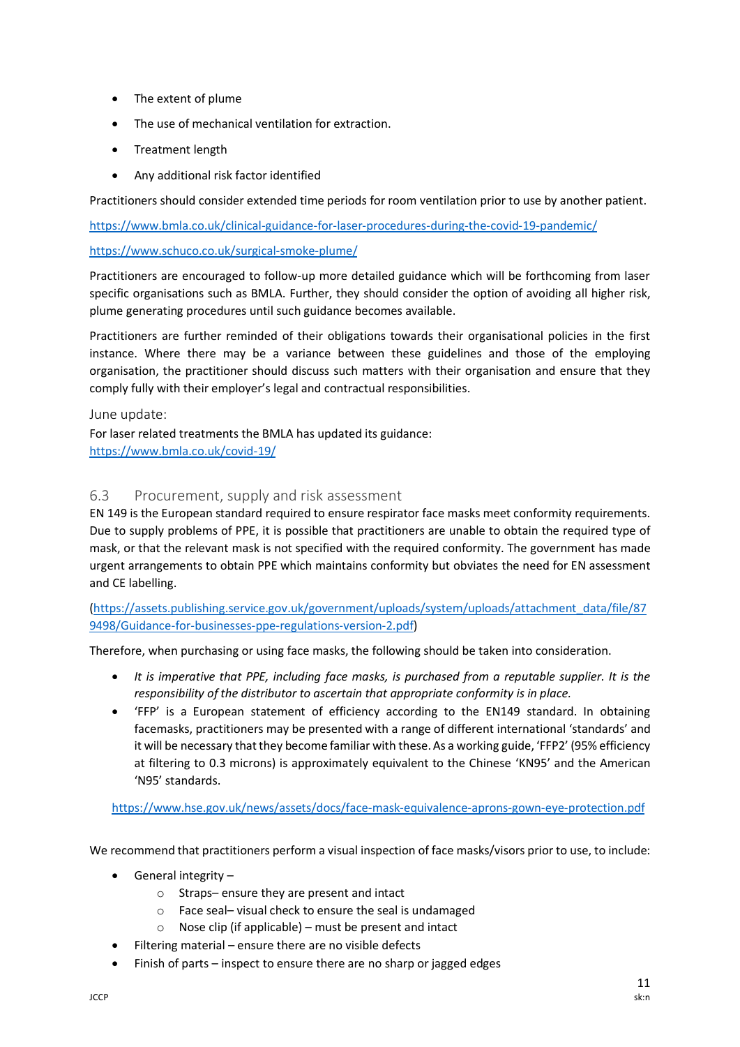- The extent of plume
- The use of mechanical ventilation for extraction.
- Treatment length
- Any additional risk factor identified

Practitioners should consider extended time periods for room ventilation prior to use by another patient.

https://www.bmla.co.uk/clinical-guidance-for-laser-procedures-during-the-covid-19-pandemic/

https://www.schuco.co.uk/surgical-smoke-plume/

Practitioners are encouraged to follow-up more detailed guidance which will be forthcoming from laser specific organisations such as BMLA. Further, they should consider the option of avoiding all higher risk, plume generating procedures until such guidance becomes available.

Practitioners are further reminded of their obligations towards their organisational policies in the first instance. Where there may be a variance between these guidelines and those of the employing organisation, the practitioner should discuss such matters with their organisation and ensure that they comply fully with their employer's legal and contractual responsibilities.

June update:

For laser related treatments the BMLA has updated its guidance:
https://www.bmla.co.uk/covid-19/

## 6.3 Procurement, supply and risk assessment

EN 149 is the European standard required to ensure respirator face masks meet conformity requirements. Due to supply problems of PPE, it is possible that practitioners are unable to obtain the required type of mask, or that the relevant mask is not specified with the required conformity. The government has made urgent arrangements to obtain PPE which maintains conformity but obviates the need for EN assessment and CE labelling.

(https://assets.publishing.service.gov.uk/government/uploads/system/uploads/attachment_data/file/879498/Guidance-for-businesses-ppe-regulations-version-2.pdf)

Therefore, when purchasing or using face masks, the following should be taken into consideration.

- *It is imperative that PPE, including face masks, is purchased from a reputable supplier. It is the responsibility of the distributor to ascertain that appropriate conformity is in place.*
- 'FFP' is a European statement of efficiency according to the EN149 standard. In obtaining facemasks, practitioners may be presented with a range of different international 'standards' and it will be necessary that they become familiar with these. As a working guide, 'FFP2' (95% efficiency at filtering to 0.3 microns) is approximately equivalent to the Chinese 'KN95' and the American 'N95' standards.

https://www.hse.gov.uk/news/assets/docs/face-mask-equivalence-aprons-gown-eye-protection.pdf

We recommend that practitioners perform a visual inspection of face masks/visors prior to use, to include:

- General integrity –
  - Straps– ensure they are present and intact
  - Face seal– visual check to ensure the seal is undamaged
  - Nose clip (if applicable) – must be present and intact
- Filtering material – ensure there are no visible defects
- Finish of parts – inspect to ensure there are no sharp or jagged edges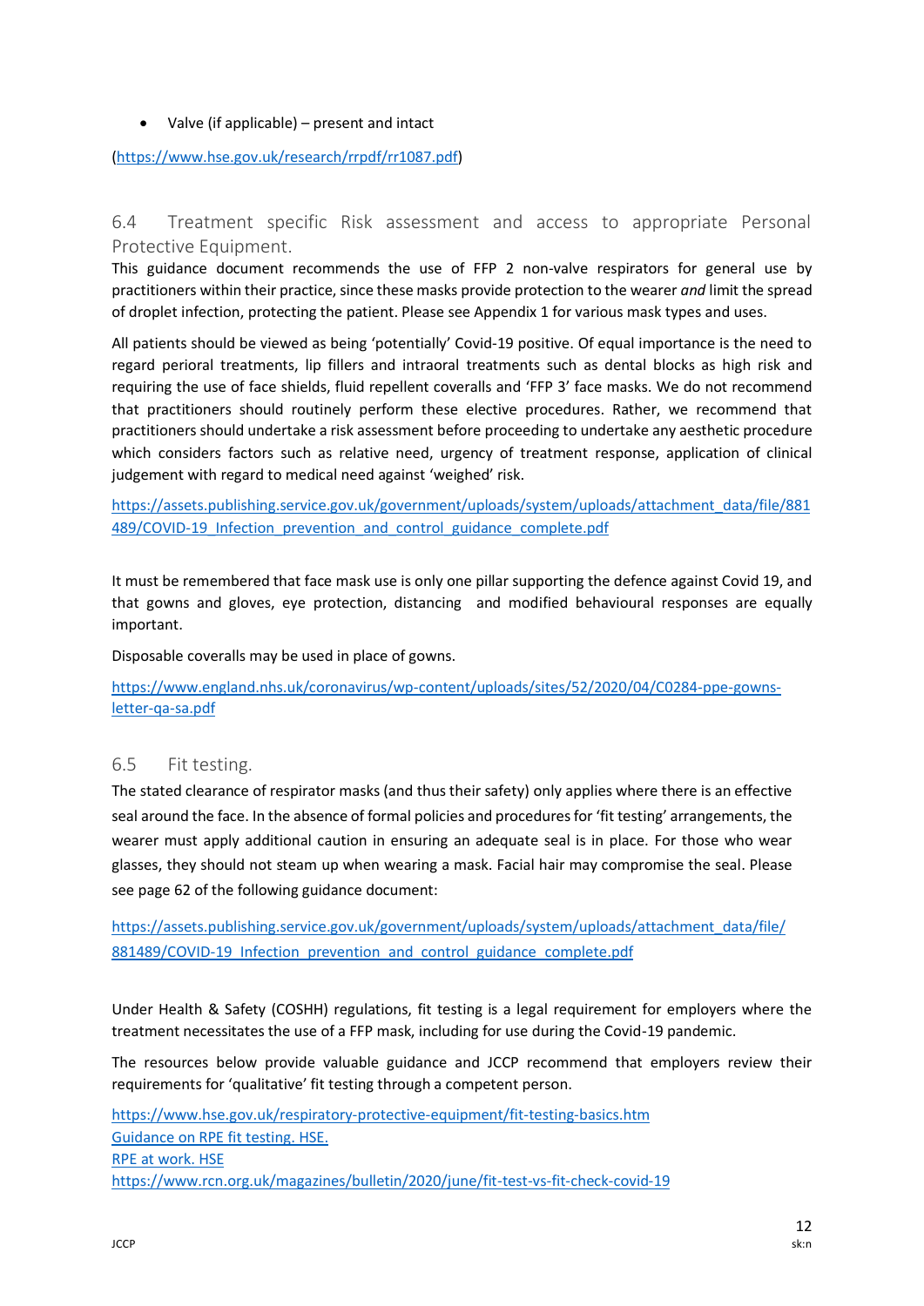- Valve (if applicable) – present and intact

(https://www.hse.gov.uk/research/rrpdf/rr1087.pdf)

## 6.4 Treatment specific Risk assessment and access to appropriate Personal Protective Equipment.

This guidance document recommends the use of FFP 2 non-valve respirators for general use by practitioners within their practice, since these masks provide protection to the wearer *and* limit the spread of droplet infection, protecting the patient. Please see Appendix 1 for various mask types and uses.

All patients should be viewed as being 'potentially' Covid-19 positive. Of equal importance is the need to regard perioral treatments, lip fillers and intraoral treatments such as dental blocks as high risk and requiring the use of face shields, fluid repellent coveralls and 'FFP 3' face masks. We do not recommend that practitioners should routinely perform these elective procedures. Rather, we recommend that practitioners should undertake a risk assessment before proceeding to undertake any aesthetic procedure which considers factors such as relative need, urgency of treatment response, application of clinical judgement with regard to medical need against 'weighed' risk.

https://assets.publishing.service.gov.uk/government/uploads/system/uploads/attachment_data/file/881489/COVID-19_Infection_prevention_and_control_guidance_complete.pdf

It must be remembered that face mask use is only one pillar supporting the defence against Covid 19, and that gowns and gloves, eye protection, distancing and modified behavioural responses are equally important.

Disposable coveralls may be used in place of gowns.

https://www.england.nhs.uk/coronavirus/wp-content/uploads/sites/52/2020/04/C0284-ppe-gowns-letter-qa-sa.pdf

## 6.5 Fit testing.

The stated clearance of respirator masks (and thus their safety) only applies where there is an effective seal around the face. In the absence of formal policies and procedures for 'fit testing' arrangements, the wearer must apply additional caution in ensuring an adequate seal is in place. For those who wear glasses, they should not steam up when wearing a mask. Facial hair may compromise the seal. Please see page 62 of the following guidance document:

https://assets.publishing.service.gov.uk/government/uploads/system/uploads/attachment_data/file/881489/COVID-19_Infection_prevention_and_control_guidance_complete.pdf

Under Health & Safety (COSHH) regulations, fit testing is a legal requirement for employers where the treatment necessitates the use of a FFP mask, including for use during the Covid-19 pandemic.

The resources below provide valuable guidance and JCCP recommend that employers review their requirements for 'qualitative' fit testing through a competent person.

https://www.hse.gov.uk/respiratory-protective-equipment/fit-testing-basics.htm
Guidance on RPE fit testing. HSE.
RPE at work. HSE
https://www.rcn.org.uk/magazines/bulletin/2020/june/fit-test-vs-fit-check-covid-19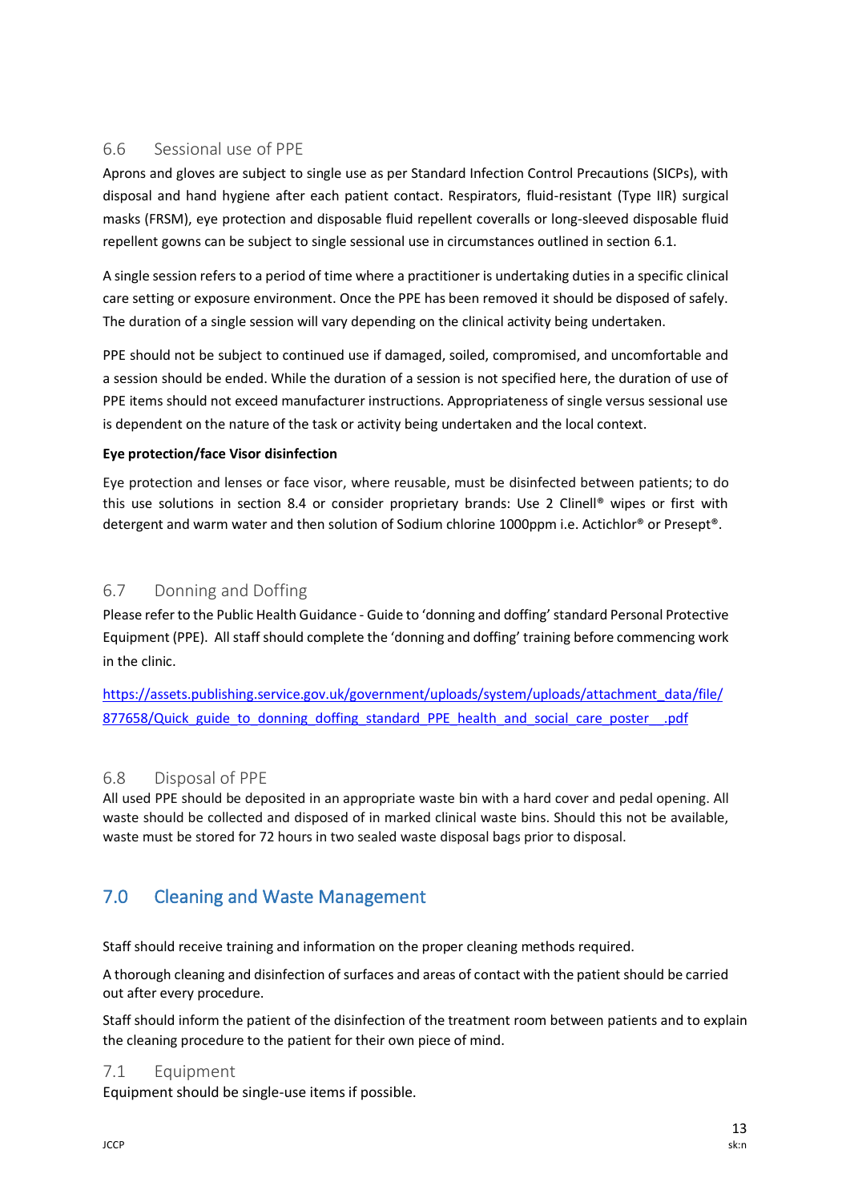### 6.6 Sessional use of PPE

Aprons and gloves are subject to single use as per Standard Infection Control Precautions (SICPs), with disposal and hand hygiene after each patient contact. Respirators, fluid-resistant (Type IIR) surgical masks (FRSM), eye protection and disposable fluid repellent coveralls or long-sleeved disposable fluid repellent gowns can be subject to single sessional use in circumstances outlined in section 6.1.

A single session refers to a period of time where a practitioner is undertaking duties in a specific clinical care setting or exposure environment. Once the PPE has been removed it should be disposed of safely. The duration of a single session will vary depending on the clinical activity being undertaken.

PPE should not be subject to continued use if damaged, soiled, compromised, and uncomfortable and a session should be ended. While the duration of a session is not specified here, the duration of use of PPE items should not exceed manufacturer instructions. Appropriateness of single versus sessional use is dependent on the nature of the task or activity being undertaken and the local context.

**Eye protection/face Visor disinfection**

Eye protection and lenses or face visor, where reusable, must be disinfected between patients; to do this use solutions in section 8.4 or consider proprietary brands: Use 2 Clinell® wipes or first with detergent and warm water and then solution of Sodium chlorine 1000ppm i.e. Actichlor® or Presept®.

### 6.7 Donning and Doffing

Please refer to the Public Health Guidance - Guide to 'donning and doffing' standard Personal Protective Equipment (PPE). All staff should complete the 'donning and doffing' training before commencing work in the clinic.

https://assets.publishing.service.gov.uk/government/uploads/system/uploads/attachment_data/file/877658/Quick_guide_to_donning_doffing_standard_PPE_health_and_social_care_poster__.pdf

### 6.8 Disposal of PPE

All used PPE should be deposited in an appropriate waste bin with a hard cover and pedal opening. All waste should be collected and disposed of in marked clinical waste bins. Should this not be available, waste must be stored for 72 hours in two sealed waste disposal bags prior to disposal.

## 7.0 Cleaning and Waste Management

Staff should receive training and information on the proper cleaning methods required.

A thorough cleaning and disinfection of surfaces and areas of contact with the patient should be carried out after every procedure.

Staff should inform the patient of the disinfection of the treatment room between patients and to explain the cleaning procedure to the patient for their own piece of mind.

### 7.1 Equipment

Equipment should be single-use items if possible.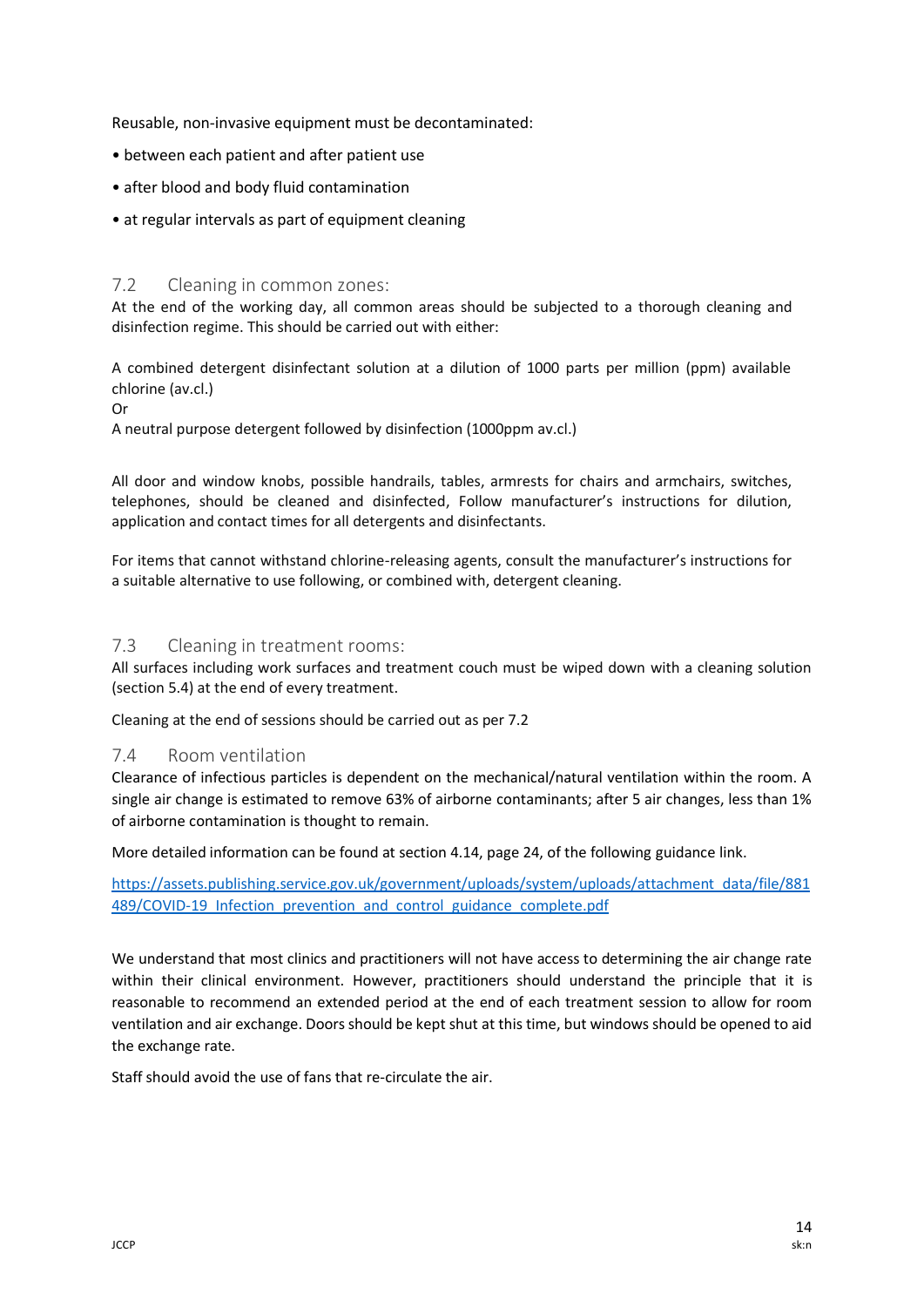Reusable, non-invasive equipment must be decontaminated:

- between each patient and after patient use
- after blood and body fluid contamination
- at regular intervals as part of equipment cleaning

## 7.2 Cleaning in common zones:

At the end of the working day, all common areas should be subjected to a thorough cleaning and disinfection regime. This should be carried out with either:

A combined detergent disinfectant solution at a dilution of 1000 parts per million (ppm) available chlorine (av.cl.)
Or
A neutral purpose detergent followed by disinfection (1000ppm av.cl.)

All door and window knobs, possible handrails, tables, armrests for chairs and armchairs, switches, telephones, should be cleaned and disinfected, Follow manufacturer's instructions for dilution, application and contact times for all detergents and disinfectants.

For items that cannot withstand chlorine-releasing agents, consult the manufacturer's instructions for a suitable alternative to use following, or combined with, detergent cleaning.

## 7.3 Cleaning in treatment rooms:

All surfaces including work surfaces and treatment couch must be wiped down with a cleaning solution (section 5.4) at the end of every treatment.

Cleaning at the end of sessions should be carried out as per 7.2

## 7.4 Room ventilation

Clearance of infectious particles is dependent on the mechanical/natural ventilation within the room. A single air change is estimated to remove 63% of airborne contaminants; after 5 air changes, less than 1% of airborne contamination is thought to remain.

More detailed information can be found at section 4.14, page 24, of the following guidance link.

https://assets.publishing.service.gov.uk/government/uploads/system/uploads/attachment_data/file/881489/COVID-19_Infection_prevention_and_control_guidance_complete.pdf

We understand that most clinics and practitioners will not have access to determining the air change rate within their clinical environment. However, practitioners should understand the principle that it is reasonable to recommend an extended period at the end of each treatment session to allow for room ventilation and air exchange. Doors should be kept shut at this time, but windows should be opened to aid the exchange rate.

Staff should avoid the use of fans that re-circulate the air.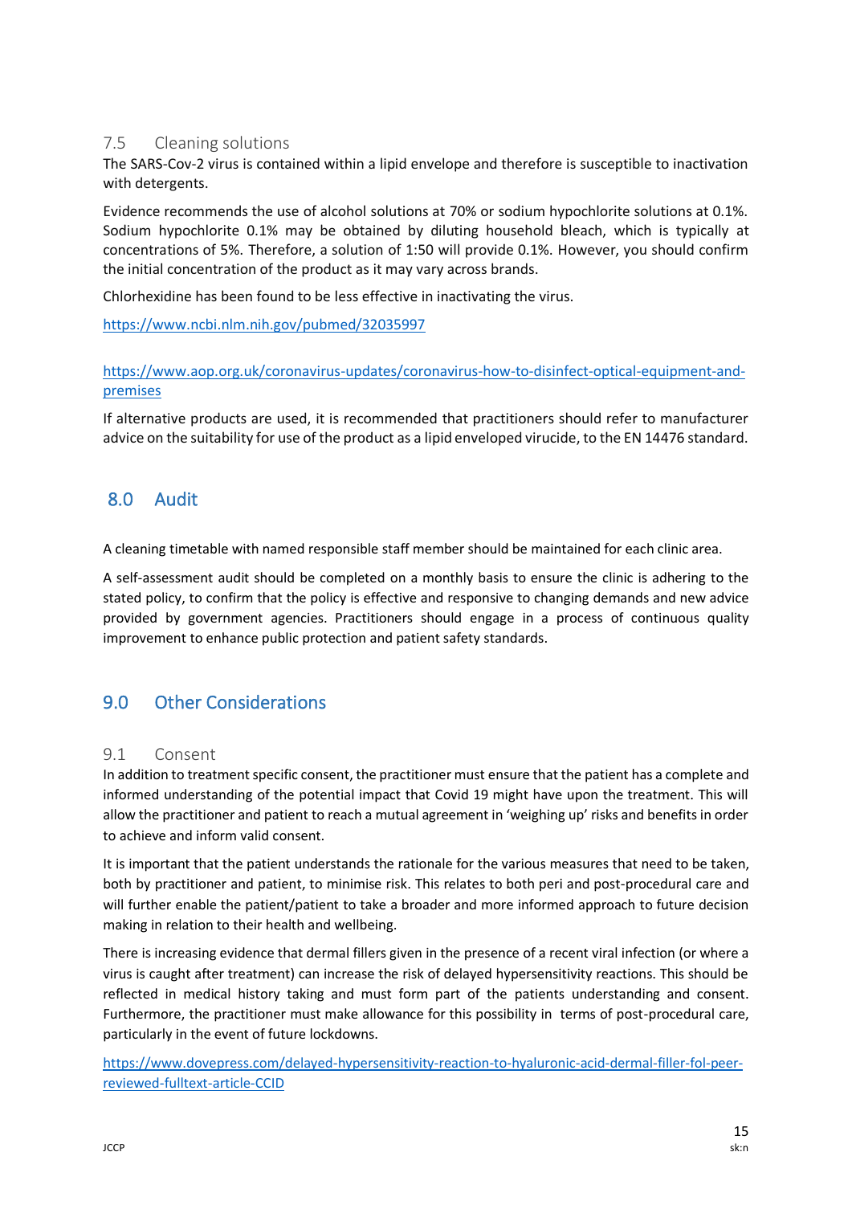### 7.5 Cleaning solutions

The SARS-Cov-2 virus is contained within a lipid envelope and therefore is susceptible to inactivation with detergents.

Evidence recommends the use of alcohol solutions at 70% or sodium hypochlorite solutions at 0.1%. Sodium hypochlorite 0.1% may be obtained by diluting household bleach, which is typically at concentrations of 5%. Therefore, a solution of 1:50 will provide 0.1%. However, you should confirm the initial concentration of the product as it may vary across brands.

Chlorhexidine has been found to be less effective in inactivating the virus.

https://www.ncbi.nlm.nih.gov/pubmed/32035997

https://www.aop.org.uk/coronavirus-updates/coronavirus-how-to-disinfect-optical-equipment-and-premises

If alternative products are used, it is recommended that practitioners should refer to manufacturer advice on the suitability for use of the product as a lipid enveloped virucide, to the EN 14476 standard.

## 8.0 Audit

A cleaning timetable with named responsible staff member should be maintained for each clinic area.

A self-assessment audit should be completed on a monthly basis to ensure the clinic is adhering to the stated policy, to confirm that the policy is effective and responsive to changing demands and new advice provided by government agencies. Practitioners should engage in a process of continuous quality improvement to enhance public protection and patient safety standards.

## 9.0 Other Considerations

### 9.1 Consent

In addition to treatment specific consent, the practitioner must ensure that the patient has a complete and informed understanding of the potential impact that Covid 19 might have upon the treatment. This will allow the practitioner and patient to reach a mutual agreement in 'weighing up' risks and benefits in order to achieve and inform valid consent.

It is important that the patient understands the rationale for the various measures that need to be taken, both by practitioner and patient, to minimise risk. This relates to both peri and post-procedural care and will further enable the patient/patient to take a broader and more informed approach to future decision making in relation to their health and wellbeing.

There is increasing evidence that dermal fillers given in the presence of a recent viral infection (or where a virus is caught after treatment) can increase the risk of delayed hypersensitivity reactions. This should be reflected in medical history taking and must form part of the patients understanding and consent. Furthermore, the practitioner must make allowance for this possibility in terms of post-procedural care, particularly in the event of future lockdowns.

https://www.dovepress.com/delayed-hypersensitivity-reaction-to-hyaluronic-acid-dermal-filler-fol-peer-reviewed-fulltext-article-CCID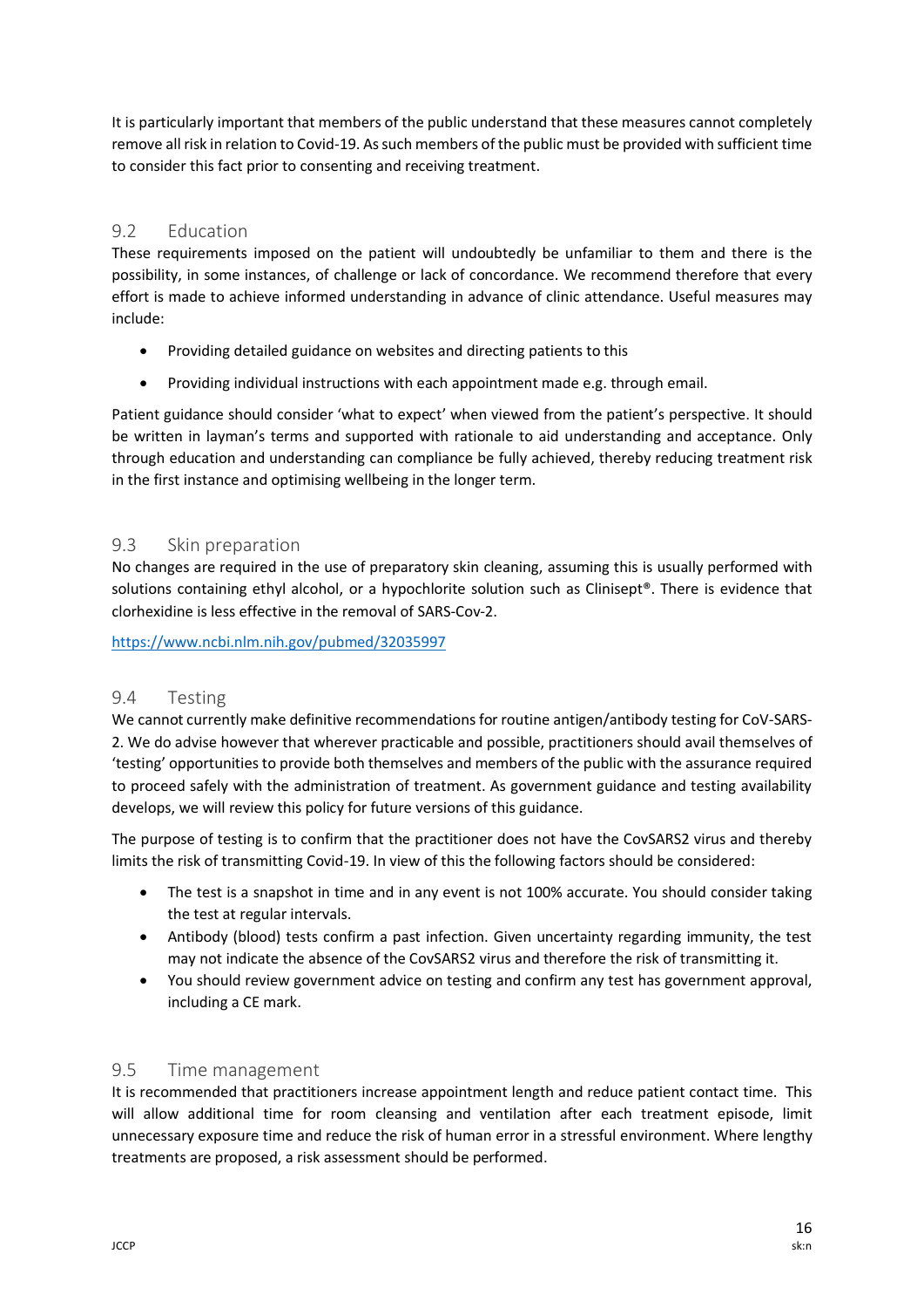It is particularly important that members of the public understand that these measures cannot completely remove all risk in relation to Covid-19. As such members of the public must be provided with sufficient time to consider this fact prior to consenting and receiving treatment.

## 9.2 Education

These requirements imposed on the patient will undoubtedly be unfamiliar to them and there is the possibility, in some instances, of challenge or lack of concordance. We recommend therefore that every effort is made to achieve informed understanding in advance of clinic attendance. Useful measures may include:

- Providing detailed guidance on websites and directing patients to this
- Providing individual instructions with each appointment made e.g. through email.

Patient guidance should consider 'what to expect' when viewed from the patient's perspective. It should be written in layman's terms and supported with rationale to aid understanding and acceptance. Only through education and understanding can compliance be fully achieved, thereby reducing treatment risk in the first instance and optimising wellbeing in the longer term.

## 9.3 Skin preparation

No changes are required in the use of preparatory skin cleaning, assuming this is usually performed with solutions containing ethyl alcohol, or a hypochlorite solution such as Clinisept®. There is evidence that clorhexidine is less effective in the removal of SARS-Cov-2.

https://www.ncbi.nlm.nih.gov/pubmed/32035997

## 9.4 Testing

We cannot currently make definitive recommendations for routine antigen/antibody testing for CoV-SARS-2. We do advise however that wherever practicable and possible, practitioners should avail themselves of 'testing' opportunities to provide both themselves and members of the public with the assurance required to proceed safely with the administration of treatment. As government guidance and testing availability develops, we will review this policy for future versions of this guidance.

The purpose of testing is to confirm that the practitioner does not have the CovSARS2 virus and thereby limits the risk of transmitting Covid-19. In view of this the following factors should be considered:

- The test is a snapshot in time and in any event is not 100% accurate. You should consider taking the test at regular intervals.
- Antibody (blood) tests confirm a past infection. Given uncertainty regarding immunity, the test may not indicate the absence of the CovSARS2 virus and therefore the risk of transmitting it.
- You should review government advice on testing and confirm any test has government approval, including a CE mark.

## 9.5 Time management

It is recommended that practitioners increase appointment length and reduce patient contact time. This will allow additional time for room cleansing and ventilation after each treatment episode, limit unnecessary exposure time and reduce the risk of human error in a stressful environment. Where lengthy treatments are proposed, a risk assessment should be performed.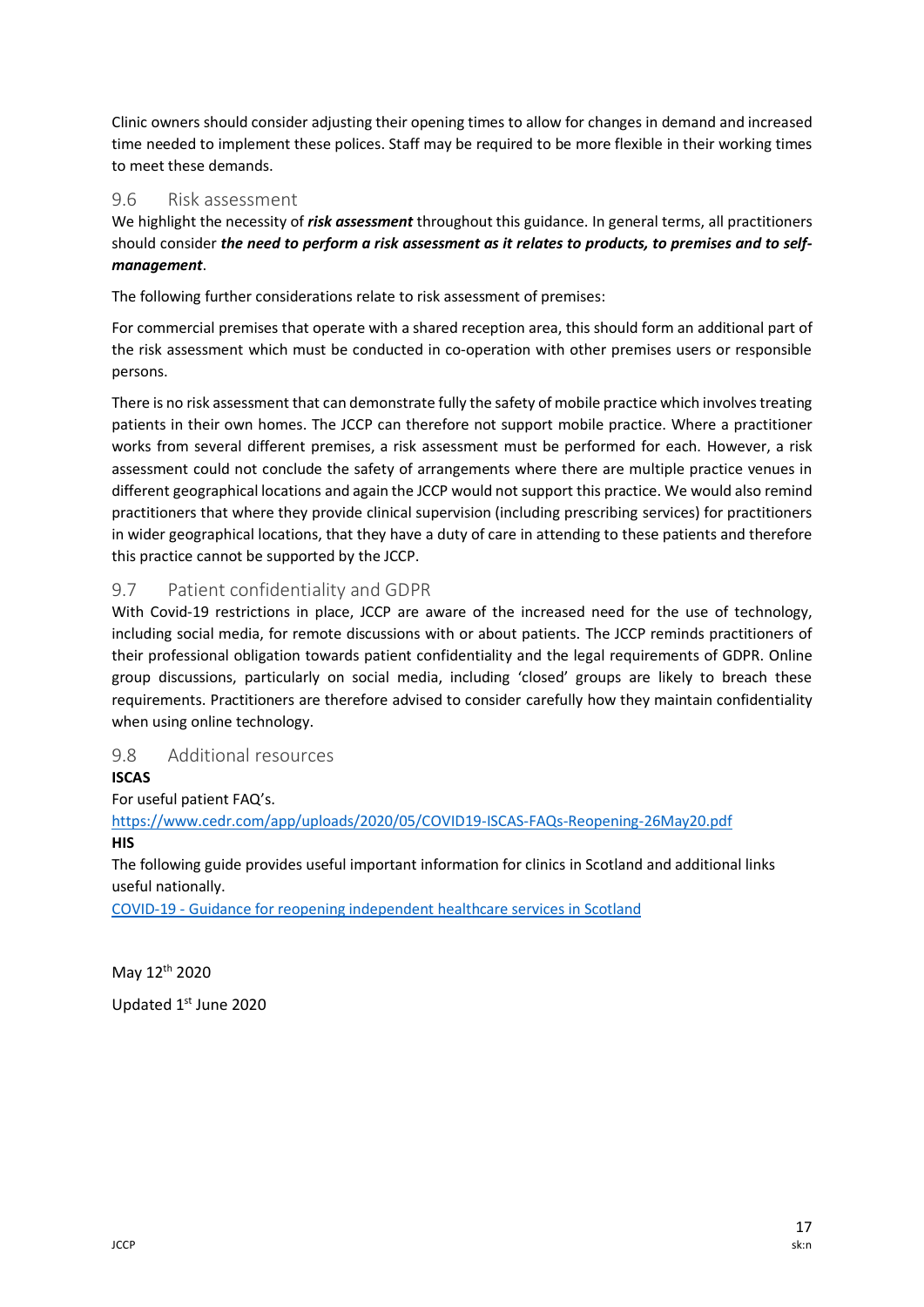Clinic owners should consider adjusting their opening times to allow for changes in demand and increased time needed to implement these polices. Staff may be required to be more flexible in their working times to meet these demands.

## 9.6 Risk assessment

We highlight the necessity of ***risk assessment*** throughout this guidance. In general terms, all practitioners should consider ***the need to perform a risk assessment as it relates to products, to premises and to self-management***.

The following further considerations relate to risk assessment of premises:

For commercial premises that operate with a shared reception area, this should form an additional part of the risk assessment which must be conducted in co-operation with other premises users or responsible persons.

There is no risk assessment that can demonstrate fully the safety of mobile practice which involves treating patients in their own homes. The JCCP can therefore not support mobile practice. Where a practitioner works from several different premises, a risk assessment must be performed for each. However, a risk assessment could not conclude the safety of arrangements where there are multiple practice venues in different geographical locations and again the JCCP would not support this practice. We would also remind practitioners that where they provide clinical supervision (including prescribing services) for practitioners in wider geographical locations, that they have a duty of care in attending to these patients and therefore this practice cannot be supported by the JCCP.

## 9.7 Patient confidentiality and GDPR

With Covid-19 restrictions in place, JCCP are aware of the increased need for the use of technology, including social media, for remote discussions with or about patients. The JCCP reminds practitioners of their professional obligation towards patient confidentiality and the legal requirements of GDPR. Online group discussions, particularly on social media, including 'closed' groups are likely to breach these requirements. Practitioners are therefore advised to consider carefully how they maintain confidentiality when using online technology.

## 9.8 Additional resources

**ISCAS**

For useful patient FAQ's.

https://www.cedr.com/app/uploads/2020/05/COVID19-ISCAS-FAQs-Reopening-26May20.pdf

**HIS**

The following guide provides useful important information for clinics in Scotland and additional links useful nationally.

COVID-19 - Guidance for reopening independent healthcare services in Scotland

May 12th 2020

Updated 1st June 2020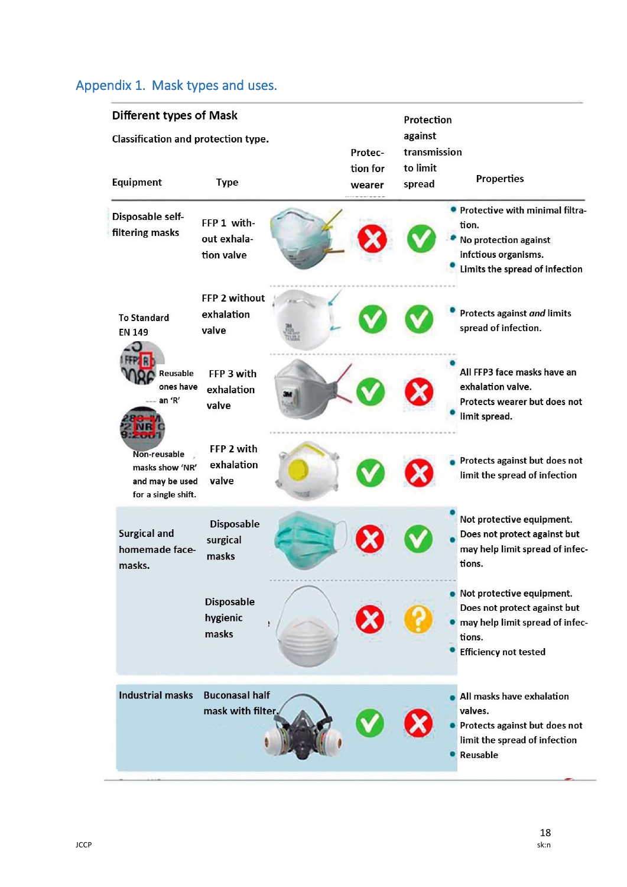## Appendix 1. Mask types and uses.

**Different types of Mask**

Classification and protection type.

| Equipment | Type | Protection for wearer | Protection against transmission to limit spread | Properties |
|---|---|---|---|---|
| Disposable self-filtering masks | FFP 1 without exhalation valve | ✗ | ✓ | • Protective with minimal filtration. • No protection against infctious organisms. • Limits the spread of infection |
| To Standard EN 149 | FFP 2 without exhalation valve | ✓ | ✓ | • Protects against *and* limits spread of infection. |
| Reusable ones have an 'R' | FFP 3 with exhalation valve | ✓ | ✗ | • All FFP3 face masks have an exhalation valve. Protects wearer but does not • limit spread. |
| Non-reusable masks show 'NR' and may be used for a single shift. | FFP 2 with exhalation valve | ✓ | ✗ | • Protects against but does not limit the spread of infection |
| Surgical and homemade face-masks. | Disposable surgical masks | ✗ | ✓ | • Not protective equipment. • Does not protect against but may help limit spread of infections. |
| | Disposable hygienic masks | ✗ | ? | • Not protective equipment. Does not protect against but • may help limit spread of infections. • Efficiency not tested |
| Industrial masks | Buconasal half mask with filter | ✓ | ✗ | • All masks have exhalation valves. • Protects against but does not limit the spread of infection • Reusable |